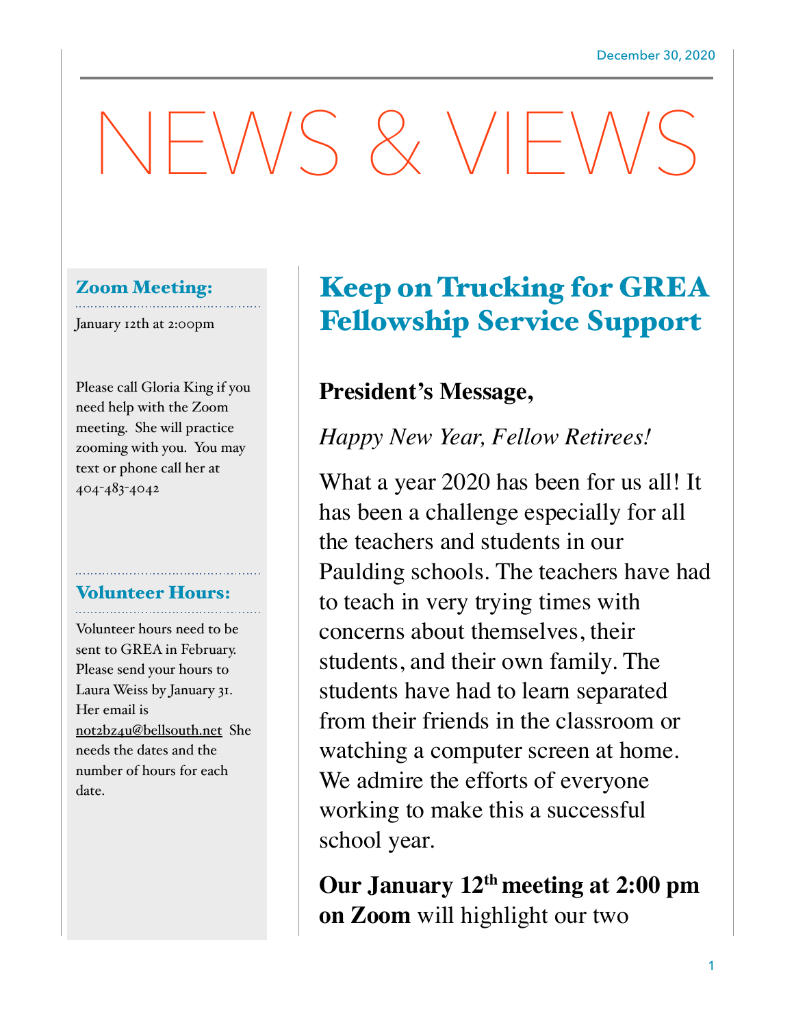December 30, 2020

# NEWS & VIEWS

## Zoom Meeting:

January 12th at 2:00pm

Please call Gloria King if you need help with the Zoom meeting. She will practice zooming with you. You may text or phone call her at 404-483-4042

## Volunteer Hours:

Volunteer hours need to be sent to GREA in February. Please send your hours to Laura Weiss by January 31. Her email is not2bz4u@bellsouth.net She needs the dates and the number of hours for each date.

## Keep on Trucking for GREA Fellowship Service Support

**President's Message,**

*Happy New Year, Fellow Retirees!*

What a year 2020 has been for us all! It has been a challenge especially for all the teachers and students in our Paulding schools. The teachers have had to teach in very trying times with concerns about themselves, their students, and their own family. The students have had to learn separated from their friends in the classroom or watching a computer screen at home. We admire the efforts of everyone working to make this a successful school year.

**Our January 12th meeting at 2:00 pm on Zoom** will highlight our two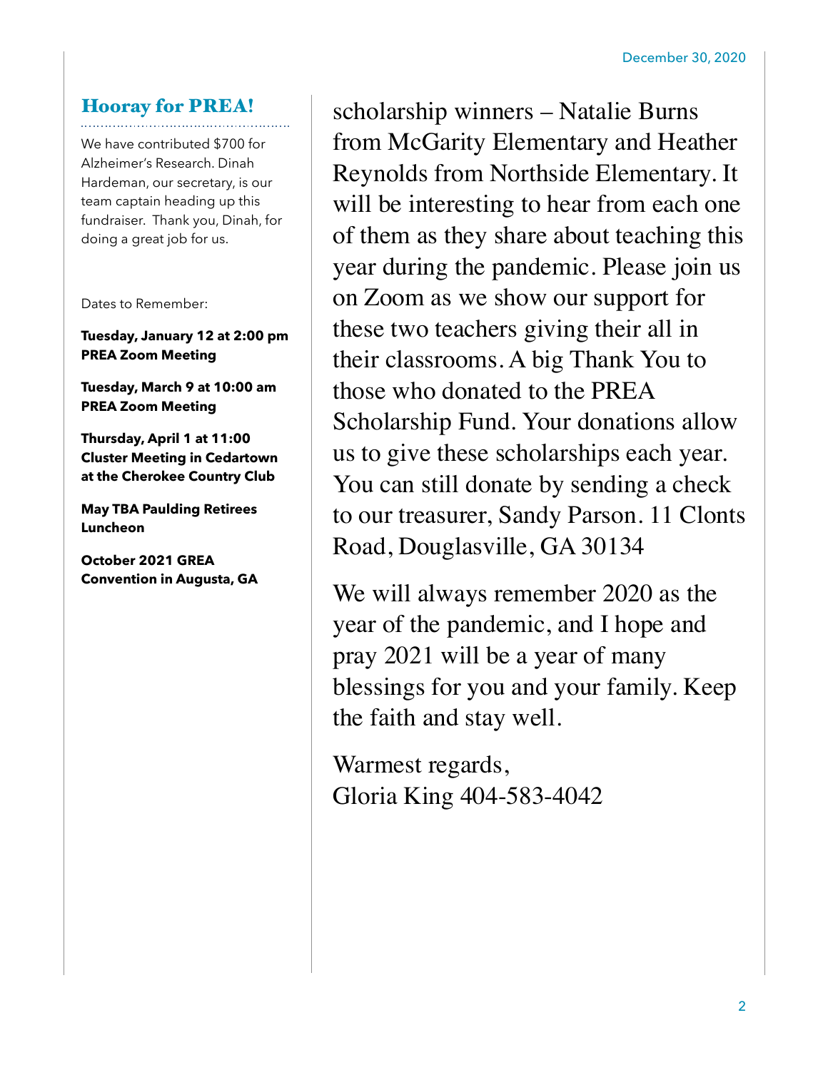## Hooray for PREA!

We have contributed $700 for Alzheimer's Research. Dinah Hardeman, our secretary, is our team captain heading up this fundraiser. Thank you, Dinah, for doing a great job for us.

Dates to Remember:

**Tuesday, January 12 at 2:00 pm PREA Zoom Meeting**

**Tuesday, March 9 at 10:00 am PREA Zoom Meeting**

**Thursday, April 1 at 11:00 Cluster Meeting in Cedartown at the Cherokee Country Club**

**May TBA Paulding Retirees Luncheon**

**October 2021 GREA Convention in Augusta, GA**

scholarship winners – Natalie Burns from McGarity Elementary and Heather Reynolds from Northside Elementary. It will be interesting to hear from each one of them as they share about teaching this year during the pandemic. Please join us on Zoom as we show our support for these two teachers giving their all in their classrooms. A big Thank You to those who donated to the PREA Scholarship Fund. Your donations allow us to give these scholarships each year. You can still donate by sending a check to our treasurer, Sandy Parson. 11 Clonts Road, Douglasville, GA 30134

We will always remember 2020 as the year of the pandemic, and I hope and pray 2021 will be a year of many blessings for you and your family. Keep the faith and stay well.

Warmest regards,
Gloria King 404-583-4042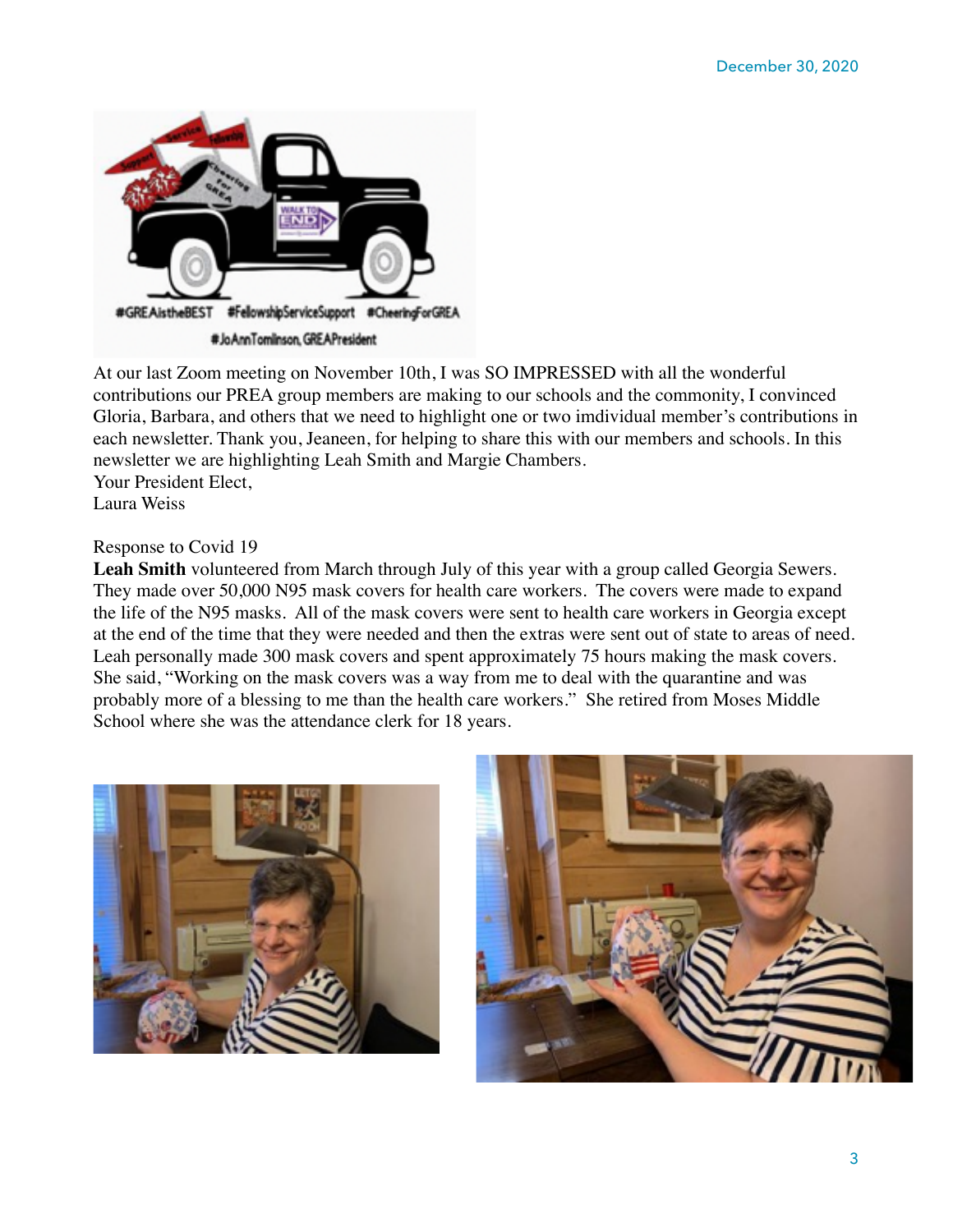At our last Zoom meeting on November 10th, I was SO IMPRESSED with all the wonderful contributions our PREA group members are making to our schools and the commonity, I convinced Gloria, Barbara, and others that we need to highlight one or two imdividual member's contributions in each newsletter. Thank you, Jeaneen, for helping to share this with our members and schools. In this newsletter we are highlighting Leah Smith and Margie Chambers.

Your President Elect,
Laura Weiss

Response to Covid 19

**Leah Smith** volunteered from March through July of this year with a group called Georgia Sewers. They made over 50,000 N95 mask covers for health care workers. The covers were made to expand the life of the N95 masks. All of the mask covers were sent to health care workers in Georgia except at the end of the time that they were needed and then the extras were sent out of state to areas of need. Leah personally made 300 mask covers and spent approximately 75 hours making the mask covers. She said, "Working on the mask covers was a way from me to deal with the quarantine and was probably more of a blessing to me than the health care workers." She retired from Moses Middle School where she was the attendance clerk for 18 years.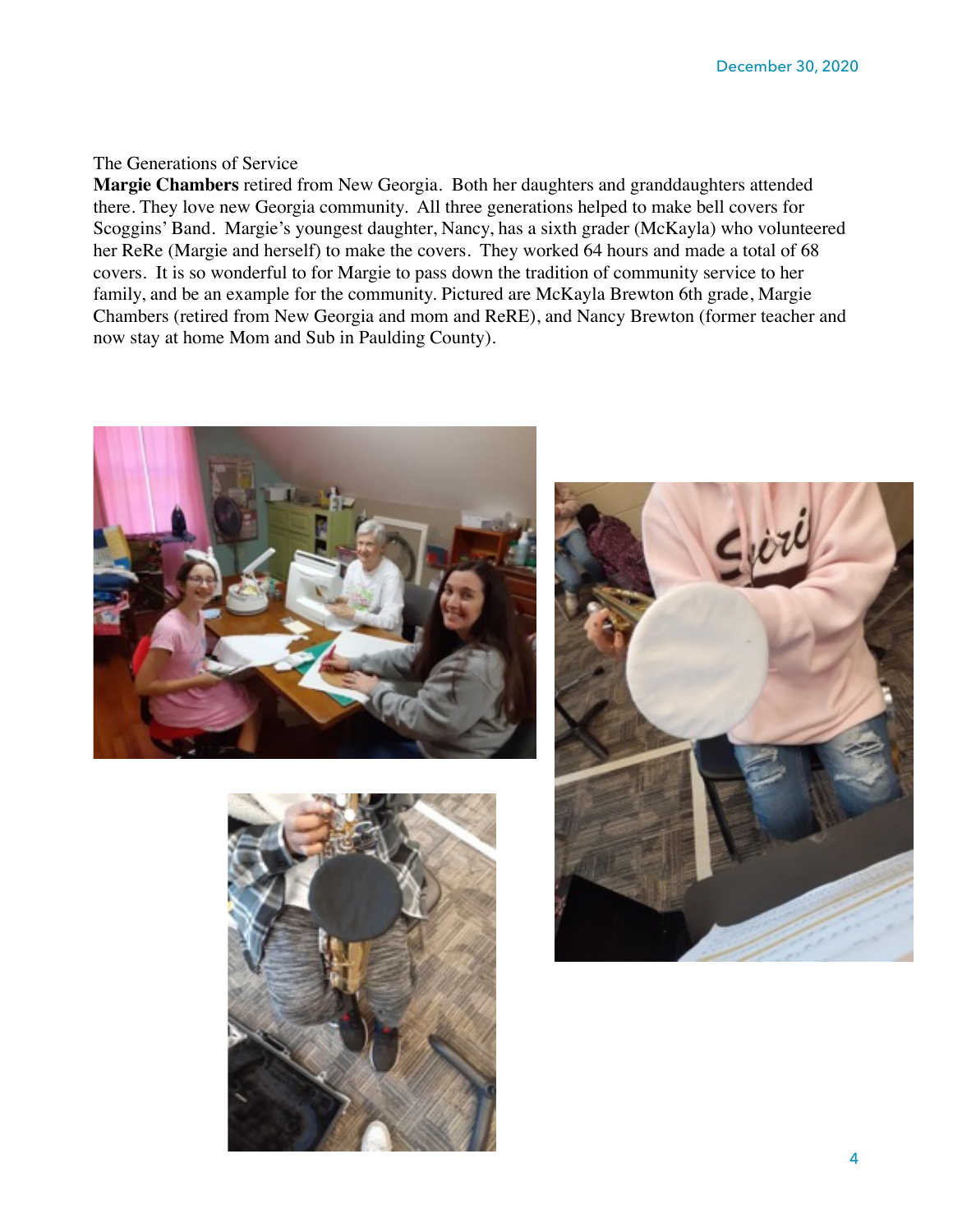The Generations of Service

**Margie Chambers** retired from New Georgia. Both her daughters and granddaughters attended there. They love new Georgia community. All three generations helped to make bell covers for Scoggins' Band. Margie's youngest daughter, Nancy, has a sixth grader (McKayla) who volunteered her ReRe (Margie and herself) to make the covers. They worked 64 hours and made a total of 68 covers. It is so wonderful to for Margie to pass down the tradition of community service to her family, and be an example for the community. Pictured are McKayla Brewton 6th grade, Margie Chambers (retired from New Georgia and mom and ReRE), and Nancy Brewton (former teacher and now stay at home Mom and Sub in Paulding County).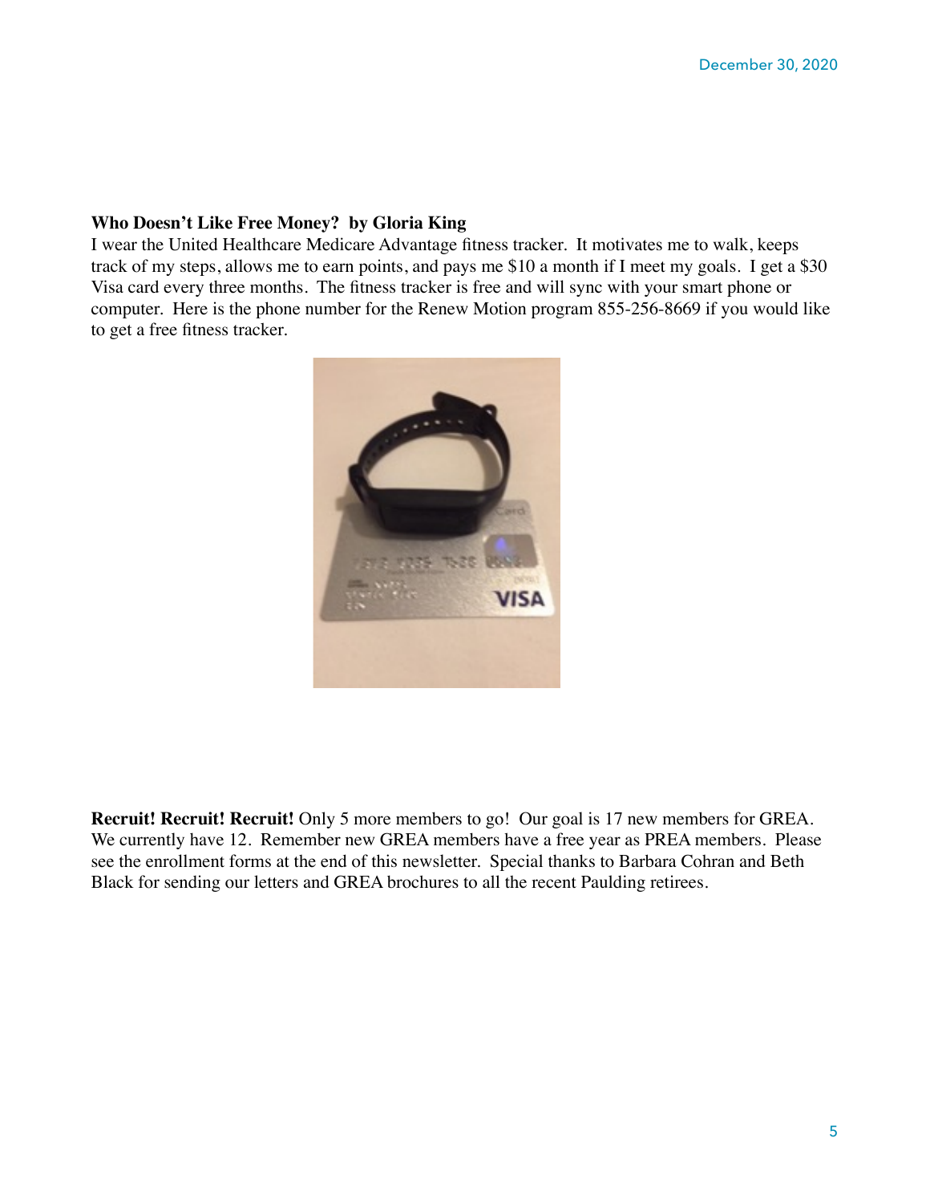**Who Doesn't Like Free Money? by Gloria King**

I wear the United Healthcare Medicare Advantage fitness tracker. It motivates me to walk, keeps track of my steps, allows me to earn points, and pays me $10 a month if I meet my goals. I get a $30 Visa card every three months. The fitness tracker is free and will sync with your smart phone or computer. Here is the phone number for the Renew Motion program 855-256-8669 if you would like to get a free fitness tracker.

**Recruit! Recruit! Recruit!** Only 5 more members to go! Our goal is 17 new members for GREA. We currently have 12. Remember new GREA members have a free year as PREA members. Please see the enrollment forms at the end of this newsletter. Special thanks to Barbara Cohran and Beth Black for sending our letters and GREA brochures to all the recent Paulding retirees.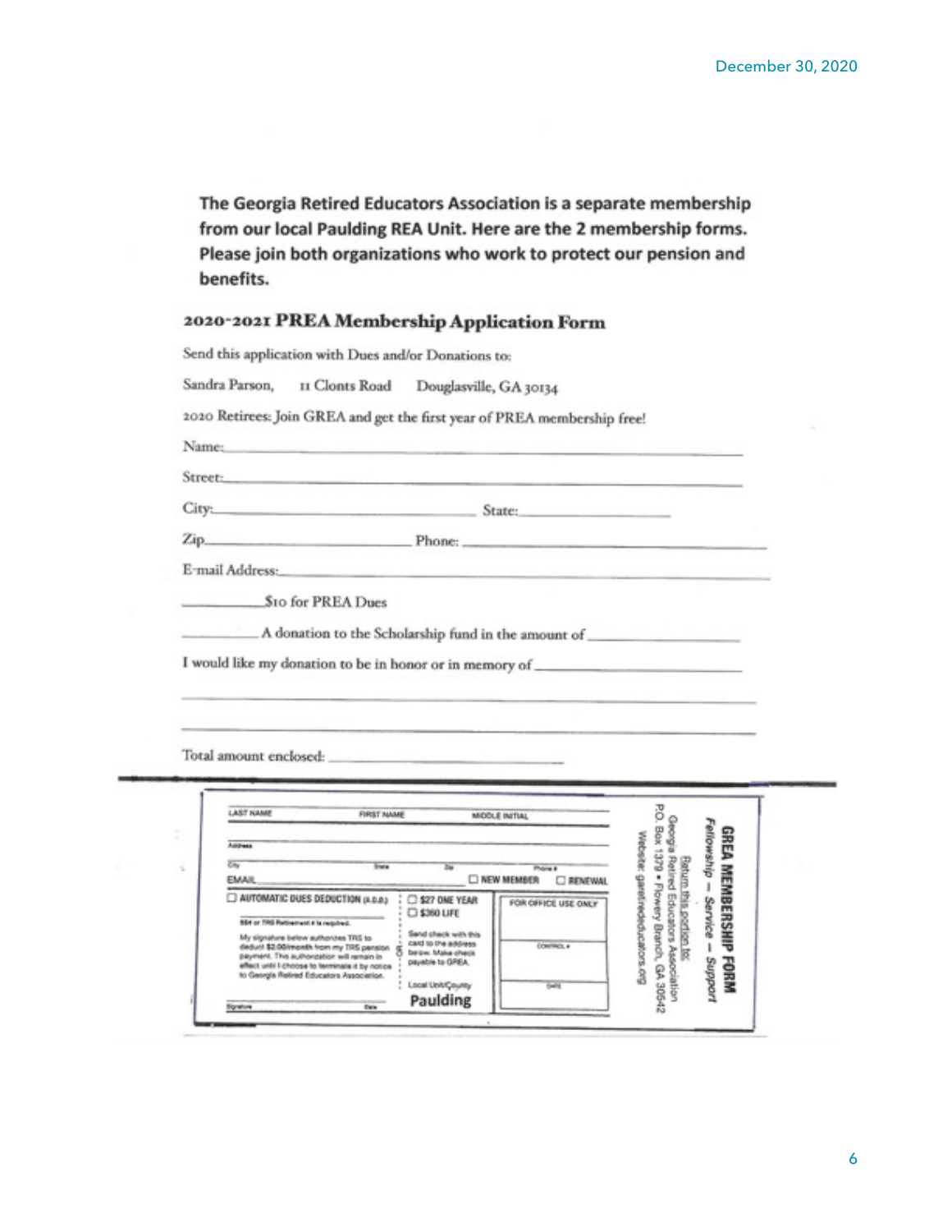**The Georgia Retired Educators Association is a separate membership from our local Paulding REA Unit. Here are the 2 membership forms. Please join both organizations who work to protect our pension and benefits.**

## 2020-2021 PREA Membership Application Form

Send this application with Dues and/or Donations to:

Sandra Parson, 11 Clonts Road Douglasville, GA 30134

2020 Retirees: Join GREA and get the first year of PREA membership free!

Name: ______________________________

Street: ______________________________

City: ______________________ State: ______________

Zip ______________________ Phone: ______________________

E-mail Address: ______________________________

__________ $10 for PREA Dues

__________ A donation to the Scholarship fund in the amount of __________

I would like my donation to be in honor or in memory of ______________________

______________________________

______________________________

Total amount enclosed: ______________________

---

**GREA MEMBERSHIP FORM**

*Fellowship – Service – Support*

Return this portion to:
Georgia Retired Educators Association
P.O. Box 1379 • Flowery Branch, GA 30542
Website: garetirededucators.org

LAST NAME ______ FIRST NAME ______ MIDDLE INITIAL ______

Address ______________________________

City ______ State ______ Zip ______ Phone # ______

EMAIL ______________ ☐ NEW MEMBER ☐ RENEWAL

☐ AUTOMATIC DUES DEDUCTION (A.D.D.)

SS# or TRS Retirement # is required.

My signature below authorizes TRS to deduct $2.00/month from my TRS pension payment. This authorization will remain in effect until I choose to terminate it by notice to Georgia Retired Educators Association.

Signature ______ Date ______

☐ $27 ONE YEAR
☐ $360 LIFE

Send check with this card to the address below. Make check payable to GREA.

Local Unit/County
Paulding

FOR OFFICE USE ONLY

CONTROL #

DATE